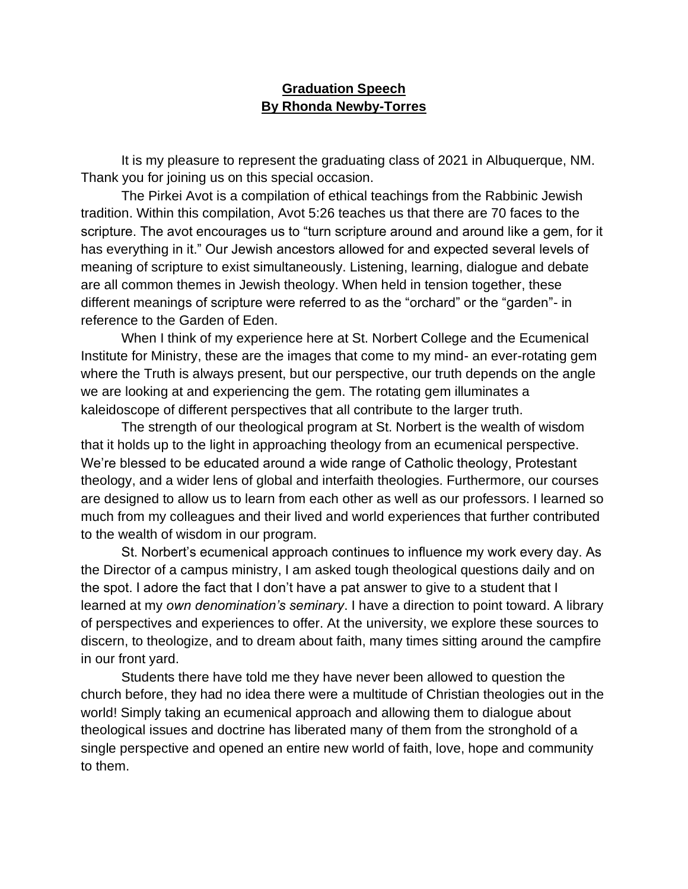**Graduation Speech**
**By Rhonda Newby-Torres**

It is my pleasure to represent the graduating class of 2021 in Albuquerque, NM. Thank you for joining us on this special occasion.

The Pirkei Avot is a compilation of ethical teachings from the Rabbinic Jewish tradition. Within this compilation, Avot 5:26 teaches us that there are 70 faces to the scripture. The avot encourages us to "turn scripture around and around like a gem, for it has everything in it." Our Jewish ancestors allowed for and expected several levels of meaning of scripture to exist simultaneously. Listening, learning, dialogue and debate are all common themes in Jewish theology. When held in tension together, these different meanings of scripture were referred to as the "orchard" or the "garden"- in reference to the Garden of Eden.

When I think of my experience here at St. Norbert College and the Ecumenical Institute for Ministry, these are the images that come to my mind- an ever-rotating gem where the Truth is always present, but our perspective, our truth depends on the angle we are looking at and experiencing the gem. The rotating gem illuminates a kaleidoscope of different perspectives that all contribute to the larger truth.

The strength of our theological program at St. Norbert is the wealth of wisdom that it holds up to the light in approaching theology from an ecumenical perspective. We're blessed to be educated around a wide range of Catholic theology, Protestant theology, and a wider lens of global and interfaith theologies. Furthermore, our courses are designed to allow us to learn from each other as well as our professors. I learned so much from my colleagues and their lived and world experiences that further contributed to the wealth of wisdom in our program.

St. Norbert's ecumenical approach continues to influence my work every day. As the Director of a campus ministry, I am asked tough theological questions daily and on the spot. I adore the fact that I don't have a pat answer to give to a student that I learned at my *own denomination's seminary*. I have a direction to point toward. A library of perspectives and experiences to offer. At the university, we explore these sources to discern, to theologize, and to dream about faith, many times sitting around the campfire in our front yard.

Students there have told me they have never been allowed to question the church before, they had no idea there were a multitude of Christian theologies out in the world! Simply taking an ecumenical approach and allowing them to dialogue about theological issues and doctrine has liberated many of them from the stronghold of a single perspective and opened an entire new world of faith, love, hope and community to them.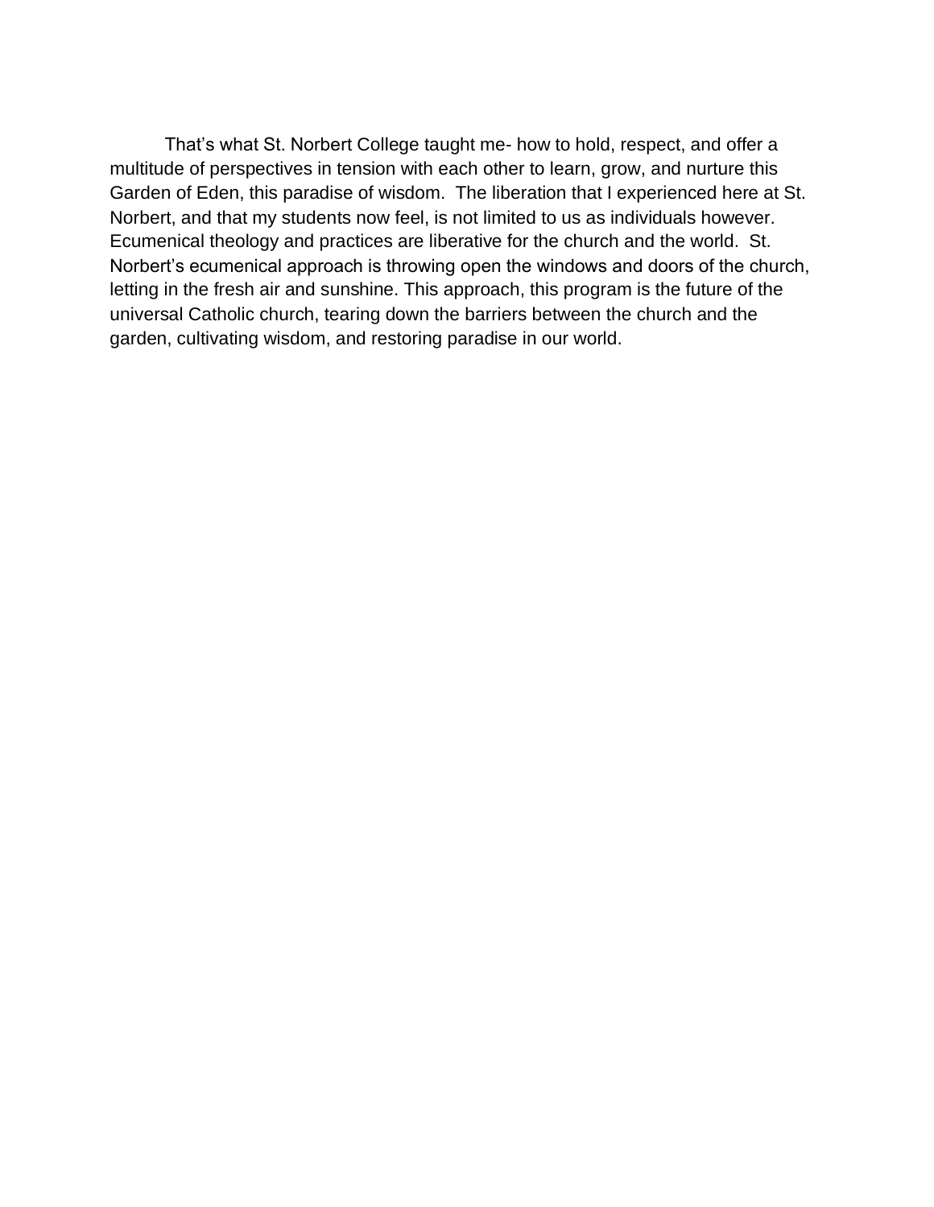That's what St. Norbert College taught me- how to hold, respect, and offer a multitude of perspectives in tension with each other to learn, grow, and nurture this Garden of Eden, this paradise of wisdom.  The liberation that I experienced here at St. Norbert, and that my students now feel, is not limited to us as individuals however. Ecumenical theology and practices are liberative for the church and the world.  St. Norbert's ecumenical approach is throwing open the windows and doors of the church, letting in the fresh air and sunshine. This approach, this program is the future of the universal Catholic church, tearing down the barriers between the church and the garden, cultivating wisdom, and restoring paradise in our world.